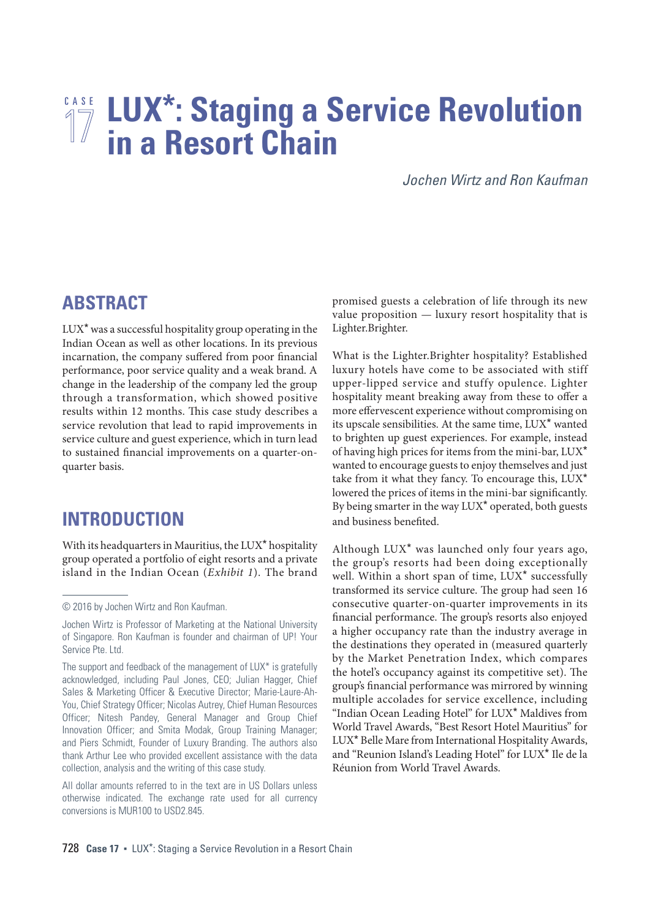# CASE 17 LUX*: Staging a Service Revolution in a Resort Chain

*Jochen Wirtz and Ron Kaufman*

## ABSTRACT

LUX* was a successful hospitality group operating in the Indian Ocean as well as other locations. In its previous incarnation, the company suffered from poor financial performance, poor service quality and a weak brand. A change in the leadership of the company led the group through a transformation, which showed positive results within 12 months. This case study describes a service revolution that lead to rapid improvements in service culture and guest experience, which in turn lead to sustained financial improvements on a quarter-on-quarter basis.

## INTRODUCTION

With its headquarters in Mauritius, the LUX* hospitality group operated a portfolio of eight resorts and a private island in the Indian Ocean (*Exhibit 1*). The brand promised guests a celebration of life through its new value proposition — luxury resort hospitality that is Lighter.Brighter.

What is the Lighter.Brighter hospitality? Established luxury hotels have come to be associated with stiff upper-lipped service and stuffy opulence. Lighter hospitality meant breaking away from these to offer a more effervescent experience without compromising on its upscale sensibilities. At the same time, LUX* wanted to brighten up guest experiences. For example, instead of having high prices for items from the mini-bar, LUX* wanted to encourage guests to enjoy themselves and just take from it what they fancy. To encourage this, LUX* lowered the prices of items in the mini-bar significantly. By being smarter in the way LUX* operated, both guests and business benefited.

Although LUX* was launched only four years ago, the group's resorts had been doing exceptionally well. Within a short span of time, LUX* successfully transformed its service culture. The group had seen 16 consecutive quarter-on-quarter improvements in its financial performance. The group's resorts also enjoyed a higher occupancy rate than the industry average in the destinations they operated in (measured quarterly by the Market Penetration Index, which compares the hotel's occupancy against its competitive set). The group's financial performance was mirrored by winning multiple accolades for service excellence, including "Indian Ocean Leading Hotel" for LUX* Maldives from World Travel Awards, "Best Resort Hotel Mauritius" for LUX* Belle Mare from International Hospitality Awards, and "Reunion Island's Leading Hotel" for LUX* Ile de la Réunion from World Travel Awards.

---

© 2016 by Jochen Wirtz and Ron Kaufman.

Jochen Wirtz is Professor of Marketing at the National University of Singapore. Ron Kaufman is founder and chairman of UP! Your Service Pte. Ltd.

The support and feedback of the management of LUX* is gratefully acknowledged, including Paul Jones, CEO; Julian Hagger, Chief Sales & Marketing Officer & Executive Director; Marie-Laure-Ah-You, Chief Strategy Officer; Nicolas Autrey, Chief Human Resources Officer; Nitesh Pandey, General Manager and Group Chief Innovation Officer; and Smita Modak, Group Training Manager; and Piers Schmidt, Founder of Luxury Branding. The authors also thank Arthur Lee who provided excellent assistance with the data collection, analysis and the writing of this case study.

All dollar amounts referred to in the text are in US Dollars unless otherwise indicated. The exchange rate used for all currency conversions is MUR100 to USD2.845.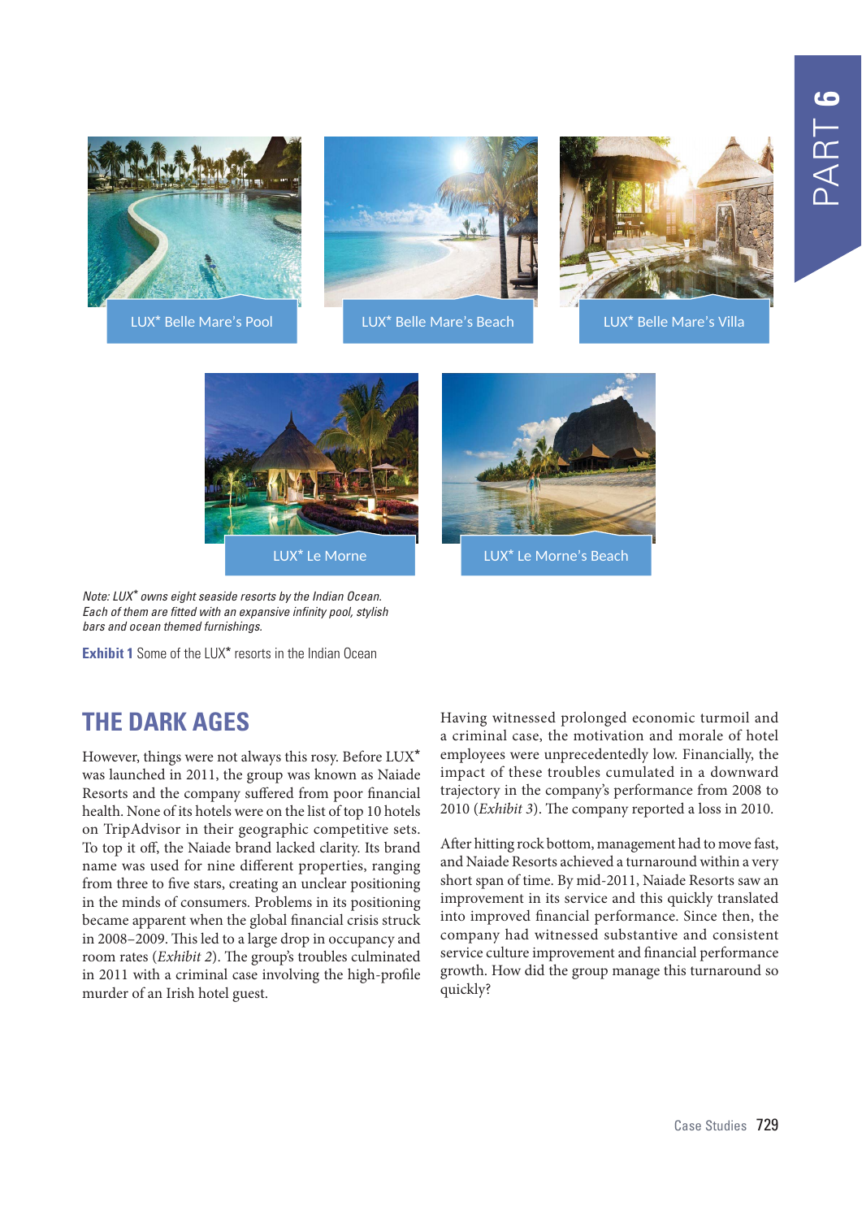LUX* Belle Mare's Pool

LUX* Belle Mare's Beach

LUX* Belle Mare's Villa

LUX* Le Morne

LUX* Le Morne's Beach

*Note: LUX* owns eight seaside resorts by the Indian Ocean. Each of them are fitted with an expansive infinity pool, stylish bars and ocean themed furnishings.*

**Exhibit 1** Some of the LUX* resorts in the Indian Ocean

## THE DARK AGES

However, things were not always this rosy. Before LUX* was launched in 2011, the group was known as Naiade Resorts and the company suffered from poor financial health. None of its hotels were on the list of top 10 hotels on TripAdvisor in their geographic competitive sets. To top it off, the Naiade brand lacked clarity. Its brand name was used for nine different properties, ranging from three to five stars, creating an unclear positioning in the minds of consumers. Problems in its positioning became apparent when the global financial crisis struck in 2008–2009. This led to a large drop in occupancy and room rates (*Exhibit 2*). The group's troubles culminated in 2011 with a criminal case involving the high-profile murder of an Irish hotel guest.

Having witnessed prolonged economic turmoil and a criminal case, the motivation and morale of hotel employees were unprecedentedly low. Financially, the impact of these troubles cumulated in a downward trajectory in the company's performance from 2008 to 2010 (*Exhibit 3*). The company reported a loss in 2010.

After hitting rock bottom, management had to move fast, and Naiade Resorts achieved a turnaround within a very short span of time. By mid-2011, Naiade Resorts saw an improvement in its service and this quickly translated into improved financial performance. Since then, the company had witnessed substantive and consistent service culture improvement and financial performance growth. How did the group manage this turnaround so quickly?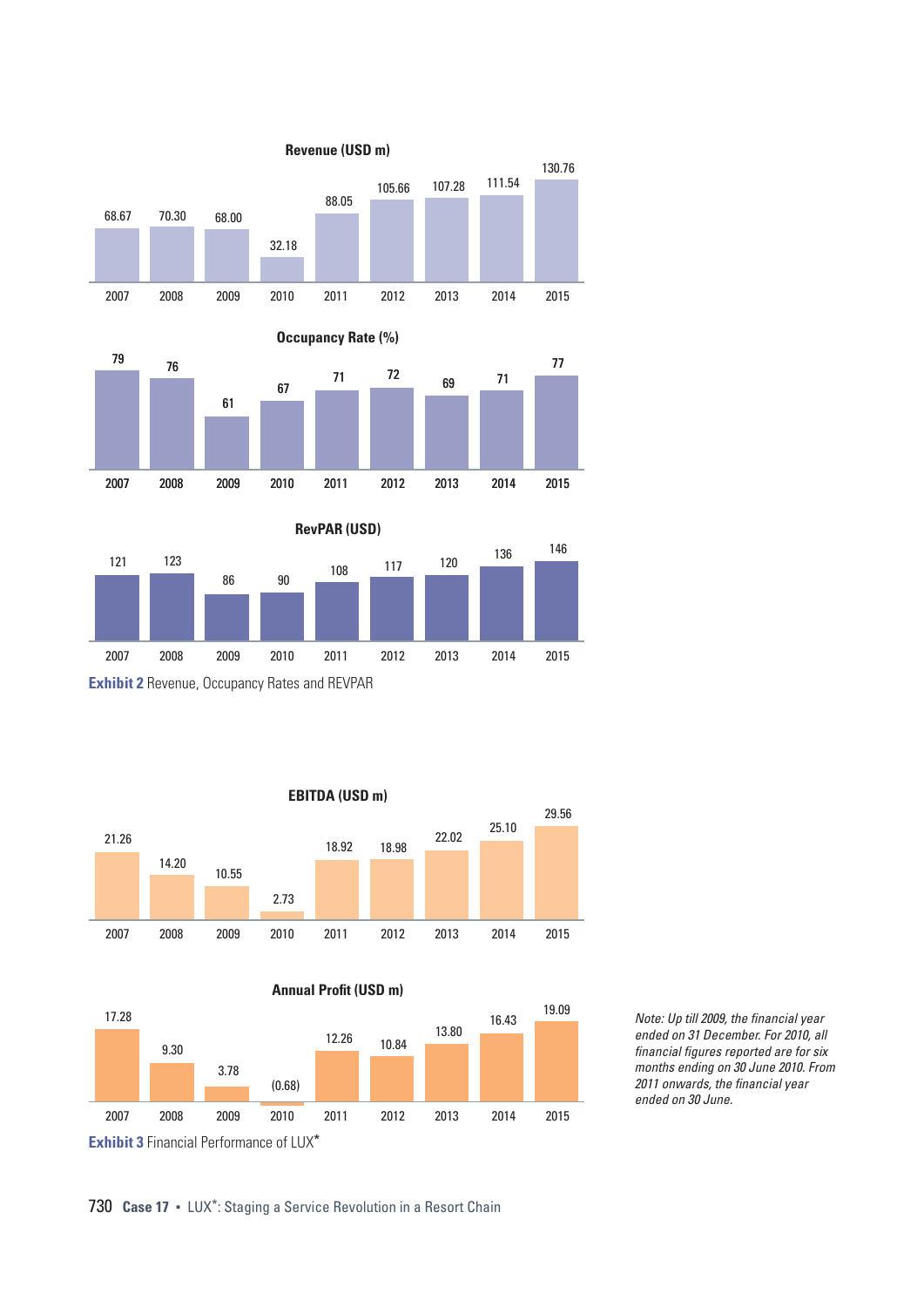**Revenue (USD m)**

| 2007 | 2008 | 2009 | 2010 | 2011 | 2012 | 2013 | 2014 | 2015 |
|---|---|---|---|---|---|---|---|---|
| 68.67 | 70.30 | 68.00 | 32.18 | 88.05 | 105.66 | 107.28 | 111.54 | 130.76 |

**Occupancy Rate (%)**

| 2007 | 2008 | 2009 | 2010 | 2011 | 2012 | 2013 | 2014 | 2015 |
|---|---|---|---|---|---|---|---|---|
| 79 | 76 | 61 | 67 | 71 | 72 | 69 | 71 | 77 |

**RevPAR (USD)**

| 2007 | 2008 | 2009 | 2010 | 2011 | 2012 | 2013 | 2014 | 2015 |
|---|---|---|---|---|---|---|---|---|
| 121 | 123 | 86 | 90 | 108 | 117 | 120 | 136 | 146 |

**Exhibit 2** Revenue, Occupancy Rates and REVPAR

**EBITDA (USD m)**

| 2007 | 2008 | 2009 | 2010 | 2011 | 2012 | 2013 | 2014 | 2015 |
|---|---|---|---|---|---|---|---|---|
| 21.26 | 14.20 | 10.55 | 2.73 | 18.92 | 18.98 | 22.02 | 25.10 | 29.56 |

**Annual Profit (USD m)**

| 2007 | 2008 | 2009 | 2010 | 2011 | 2012 | 2013 | 2014 | 2015 |
|---|---|---|---|---|---|---|---|---|
| 17.28 | 9.30 | 3.78 | (0.68) | 12.26 | 10.84 | 13.80 | 16.43 | 19.09 |

*Note: Up till 2009, the financial year ended on 31 December. For 2010, all financial figures reported are for six months ending on 30 June 2010. From 2011 onwards, the financial year ended on 30 June.*

**Exhibit 3** Financial Performance of LUX*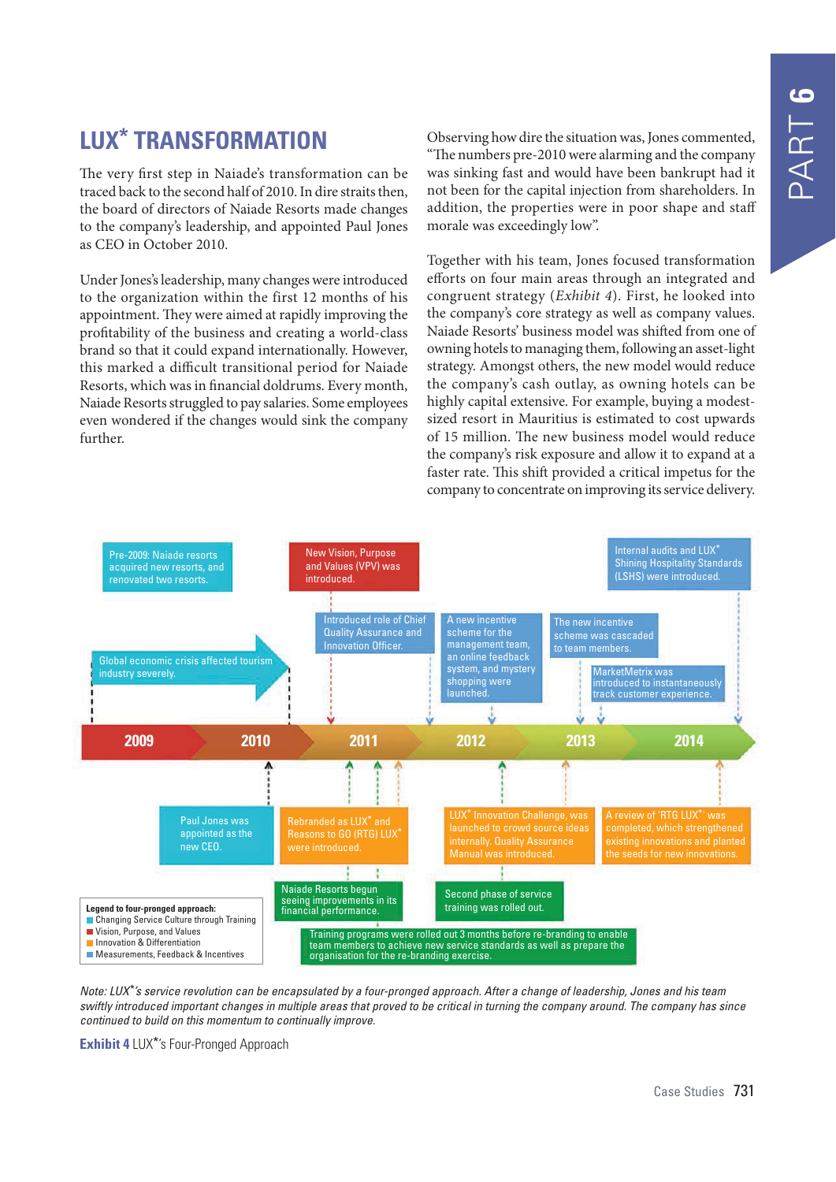## LUX* TRANSFORMATION

The very first step in Naiade's transformation can be traced back to the second half of 2010. In dire straits then, the board of directors of Naiade Resorts made changes to the company's leadership, and appointed Paul Jones as CEO in October 2010.

Under Jones's leadership, many changes were introduced to the organization within the first 12 months of his appointment. They were aimed at rapidly improving the profitability of the business and creating a world-class brand so that it could expand internationally. However, this marked a difficult transitional period for Naiade Resorts, which was in financial doldrums. Every month, Naiade Resorts struggled to pay salaries. Some employees even wondered if the changes would sink the company further.

Observing how dire the situation was, Jones commented, "The numbers pre-2010 were alarming and the company was sinking fast and would have been bankrupt had it not been for the capital injection from shareholders. In addition, the properties were in poor shape and staff morale was exceedingly low".

Together with his team, Jones focused transformation efforts on four main areas through an integrated and congruent strategy (*Exhibit 4*). First, he looked into the company's core strategy as well as company values. Naiade Resorts' business model was shifted from one of owning hotels to managing them, following an asset-light strategy. Amongst others, the new model would reduce the company's cash outlay, as owning hotels can be highly capital extensive. For example, buying a modest-sized resort in Mauritius is estimated to cost upwards of 15 million. The new business model would reduce the company's risk exposure and allow it to expand at a faster rate. This shift provided a critical impetus for the company to concentrate on improving its service delivery.

Timeline: 2009 – 2010 – 2011 – 2012 – 2013 – 2014

Above the timeline:
- Pre-2009: Naiade resorts acquired new resorts, and renovated two resorts.
- Global economic crisis affected tourism industry severely.
- New Vision, Purpose and Values (VPV) was introduced.
- Introduced role of Chief Quality Assurance and Innovation Officer.
- A new incentive scheme for the management team, an online feedback system, and mystery shopping were launched.
- The new incentive scheme was cascaded to team members.
- MarketMetrix was introduced to instantaneously track customer experience.
- Internal audits and LUX* Shining Hospitality Standards (LSHS) were introduced.

Below the timeline:
- Paul Jones was appointed as the new CEO.
- Rebranded as LUX* and Reasons to GO (RTG) LUX* were introduced.
- Naiade Resorts begun seeing improvements in its financial performance.
- LUX* Innovation Challenge, was launched to crowd source ideas internally. Quality Assurance Manual was introduced.
- Second phase of service training was rolled out.
- A review of 'RTG LUX*' was completed, which strengthened existing innovations and planted the seeds for new innovations.
- Training programs were rolled out 3 months before re-branding to enable team members to achieve new service standards as well as prepare the organisation for the re-branding exercise.

**Legend to four-pronged approach:**
- Changing Service Culture through Training
- Vision, Purpose, and Values
- Innovation & Differentiation
- Measurements, Feedback & Incentives

*Note: LUX*'s service revolution can be encapsulated by a four-pronged approach. After a change of leadership, Jones and his team swiftly introduced important changes in multiple areas that proved to be critical in turning the company around. The company has since continued to build on this momentum to continually improve.*

**Exhibit 4** LUX*'s Four-Pronged Approach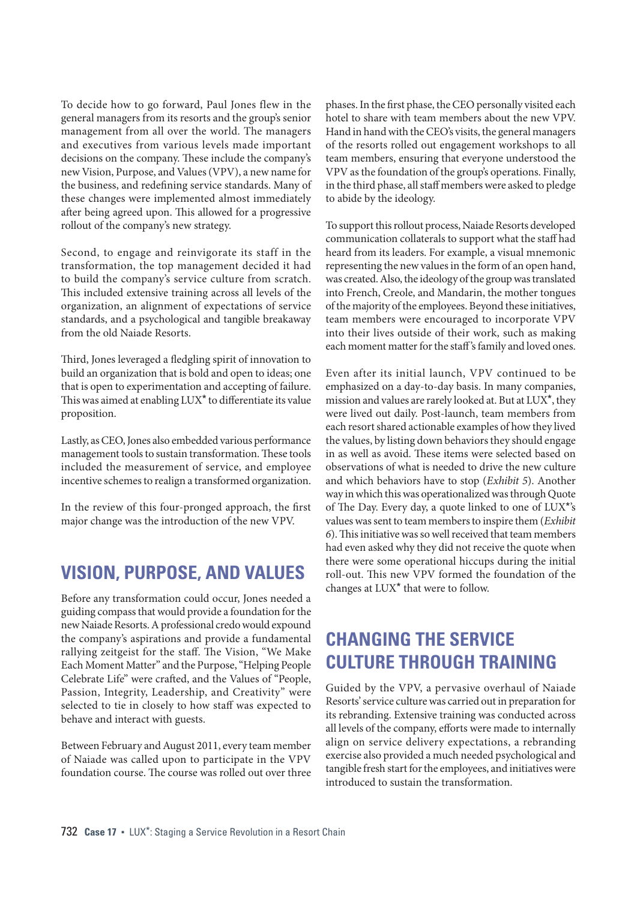To decide how to go forward, Paul Jones flew in the general managers from its resorts and the group's senior management from all over the world. The managers and executives from various levels made important decisions on the company. These include the company's new Vision, Purpose, and Values (VPV), a new name for the business, and redefining service standards. Many of these changes were implemented almost immediately after being agreed upon. This allowed for a progressive rollout of the company's new strategy.

Second, to engage and reinvigorate its staff in the transformation, the top management decided it had to build the company's service culture from scratch. This included extensive training across all levels of the organization, an alignment of expectations of service standards, and a psychological and tangible breakaway from the old Naiade Resorts.

Third, Jones leveraged a fledgling spirit of innovation to build an organization that is bold and open to ideas; one that is open to experimentation and accepting of failure. This was aimed at enabling LUX* to differentiate its value proposition.

Lastly, as CEO, Jones also embedded various performance management tools to sustain transformation. These tools included the measurement of service, and employee incentive schemes to realign a transformed organization.

In the review of this four-pronged approach, the first major change was the introduction of the new VPV.

## VISION, PURPOSE, AND VALUES

Before any transformation could occur, Jones needed a guiding compass that would provide a foundation for the new Naiade Resorts. A professional credo would expound the company's aspirations and provide a fundamental rallying zeitgeist for the staff. The Vision, "We Make Each Moment Matter" and the Purpose, "Helping People Celebrate Life" were crafted, and the Values of "People, Passion, Integrity, Leadership, and Creativity" were selected to tie in closely to how staff was expected to behave and interact with guests.

Between February and August 2011, every team member of Naiade was called upon to participate in the VPV foundation course. The course was rolled out over three phases. In the first phase, the CEO personally visited each hotel to share with team members about the new VPV. Hand in hand with the CEO's visits, the general managers of the resorts rolled out engagement workshops to all team members, ensuring that everyone understood the VPV as the foundation of the group's operations. Finally, in the third phase, all staff members were asked to pledge to abide by the ideology.

To support this rollout process, Naiade Resorts developed communication collaterals to support what the staff had heard from its leaders. For example, a visual mnemonic representing the new values in the form of an open hand, was created. Also, the ideology of the group was translated into French, Creole, and Mandarin, the mother tongues of the majority of the employees. Beyond these initiatives, team members were encouraged to incorporate VPV into their lives outside of their work, such as making each moment matter for the staff's family and loved ones.

Even after its initial launch, VPV continued to be emphasized on a day-to-day basis. In many companies, mission and values are rarely looked at. But at LUX*, they were lived out daily. Post-launch, team members from each resort shared actionable examples of how they lived the values, by listing down behaviors they should engage in as well as avoid. These items were selected based on observations of what is needed to drive the new culture and which behaviors have to stop (*Exhibit 5*). Another way in which this was operationalized was through Quote of The Day. Every day, a quote linked to one of LUX*'s values was sent to team members to inspire them (*Exhibit 6*). This initiative was so well received that team members had even asked why they did not receive the quote when there were some operational hiccups during the initial roll-out. This new VPV formed the foundation of the changes at LUX* that were to follow.

## CHANGING THE SERVICE CULTURE THROUGH TRAINING

Guided by the VPV, a pervasive overhaul of Naiade Resorts' service culture was carried out in preparation for its rebranding. Extensive training was conducted across all levels of the company, efforts were made to internally align on service delivery expectations, a rebranding exercise also provided a much needed psychological and tangible fresh start for the employees, and initiatives were introduced to sustain the transformation.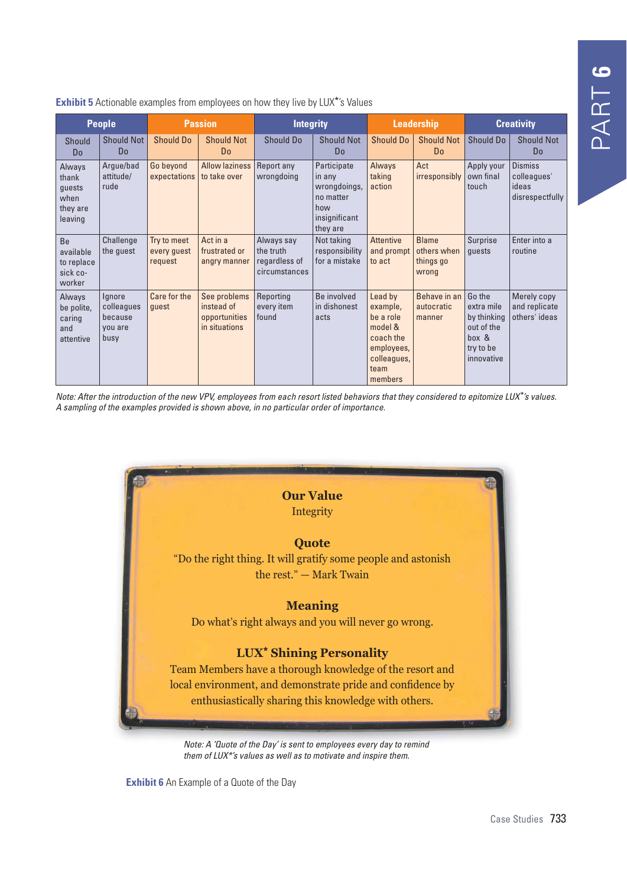**Exhibit 5** Actionable examples from employees on how they live by LUX*'s Values

| People | | Passion | | Integrity | | Leadership | | Creativity | |
|---|---|---|---|---|---|---|---|---|---|
| Should Do | Should Not Do | Should Do | Should Not Do | Should Do | Should Not Do | Should Do | Should Not Do | Should Do | Should Not Do |
| Always thank guests when they are leaving | Argue/bad attitude/ rude | Go beyond expectations | Allow laziness to take over | Report any wrongdoing | Participate in any wrongdoings, no matter how insignificant they are | Always taking action | Act irresponsibly | Apply your own final touch | Dismiss colleagues' ideas disrespectfully |
| Be available to replace sick co-worker | Challenge the guest | Try to meet every guest request | Act in a frustrated or angry manner | Always say the truth regardless of circumstances | Not taking responsibility for a mistake | Attentive and prompt to act | Blame others when things go wrong | Surprise guests | Enter into a routine |
| Always be polite, caring and attentive | Ignore colleagues because you are busy | Care for the guest | See problems instead of opportunities in situations | Reporting every item found | Be involved in dishonest acts | Lead by example, be a role model & coach the employees, colleagues, team members | Behave in an autocratic manner | Go the extra mile by thinking out of the box & try to be innovative | Merely copy and replicate others' ideas |

*Note: After the introduction of the new VPV, employees from each resort listed behaviors that they considered to epitomize LUX*'s values. A sampling of the examples provided is shown above, in no particular order of importance.*

**Our Value**
Integrity

**Quote**
"Do the right thing. It will gratify some people and astonish the rest." — Mark Twain

**Meaning**
Do what's right always and you will never go wrong.

**LUX* Shining Personality**
Team Members have a thorough knowledge of the resort and local environment, and demonstrate pride and confidence by enthusiastically sharing this knowledge with others.

*Note: A 'Quote of the Day' is sent to employees every day to remind them of LUX*'s values as well as to motivate and inspire them.*

**Exhibit 6** An Example of a Quote of the Day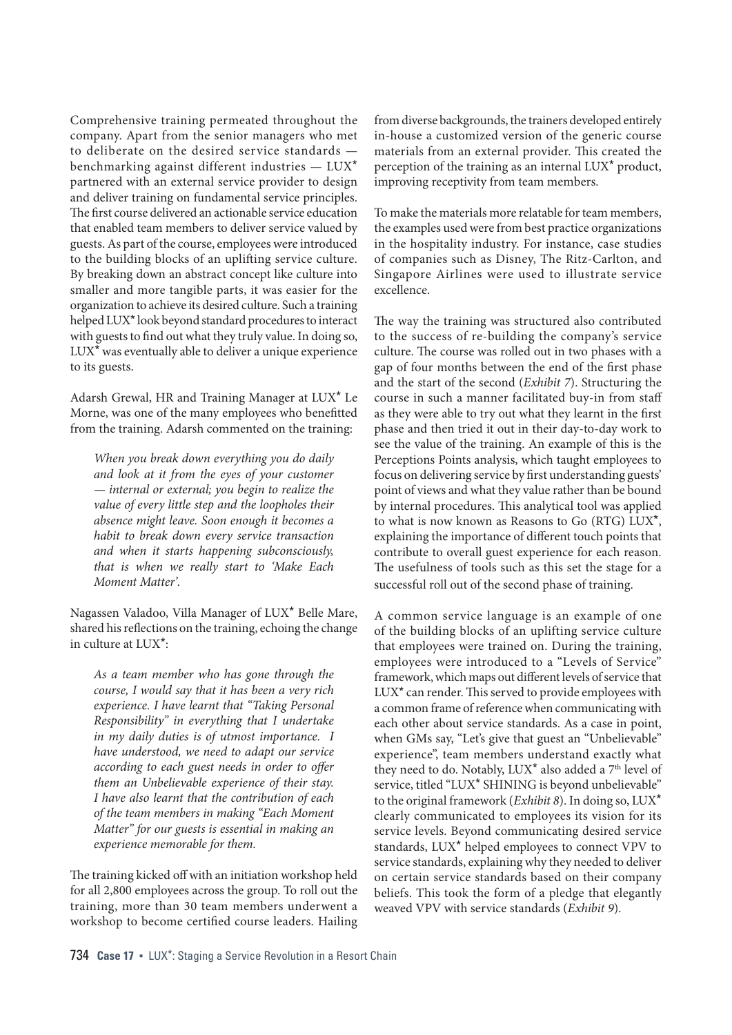Comprehensive training permeated throughout the company. Apart from the senior managers who met to deliberate on the desired service standards — benchmarking against different industries — LUX* partnered with an external service provider to design and deliver training on fundamental service principles. The first course delivered an actionable service education that enabled team members to deliver service valued by guests. As part of the course, employees were introduced to the building blocks of an uplifting service culture. By breaking down an abstract concept like culture into smaller and more tangible parts, it was easier for the organization to achieve its desired culture. Such a training helped LUX* look beyond standard procedures to interact with guests to find out what they truly value. In doing so, LUX* was eventually able to deliver a unique experience to its guests.

Adarsh Grewal, HR and Training Manager at LUX* Le Morne, was one of the many employees who benefitted from the training. Adarsh commented on the training:

> *When you break down everything you do daily and look at it from the eyes of your customer — internal or external; you begin to realize the value of every little step and the loopholes their absence might leave. Soon enough it becomes a habit to break down every service transaction and when it starts happening subconsciously, that is when we really start to 'Make Each Moment Matter'.*

Nagassen Valadoo, Villa Manager of LUX* Belle Mare, shared his reflections on the training, echoing the change in culture at LUX*:

> *As a team member who has gone through the course, I would say that it has been a very rich experience. I have learnt that "Taking Personal Responsibility" in everything that I undertake in my daily duties is of utmost importance. I have understood, we need to adapt our service according to each guest needs in order to offer them an Unbelievable experience of their stay. I have also learnt that the contribution of each of the team members in making "Each Moment Matter" for our guests is essential in making an experience memorable for them.*

The training kicked off with an initiation workshop held for all 2,800 employees across the group. To roll out the training, more than 30 team members underwent a workshop to become certified course leaders. Hailing from diverse backgrounds, the trainers developed entirely in-house a customized version of the generic course materials from an external provider. This created the perception of the training as an internal LUX* product, improving receptivity from team members.

To make the materials more relatable for team members, the examples used were from best practice organizations in the hospitality industry. For instance, case studies of companies such as Disney, The Ritz-Carlton, and Singapore Airlines were used to illustrate service excellence.

The way the training was structured also contributed to the success of re-building the company's service culture. The course was rolled out in two phases with a gap of four months between the end of the first phase and the start of the second (*Exhibit 7*). Structuring the course in such a manner facilitated buy-in from staff as they were able to try out what they learnt in the first phase and then tried it out in their day-to-day work to see the value of the training. An example of this is the Perceptions Points analysis, which taught employees to focus on delivering service by first understanding guests' point of views and what they value rather than be bound by internal procedures. This analytical tool was applied to what is now known as Reasons to Go (RTG) LUX*, explaining the importance of different touch points that contribute to overall guest experience for each reason. The usefulness of tools such as this set the stage for a successful roll out of the second phase of training.

A common service language is an example of one of the building blocks of an uplifting service culture that employees were trained on. During the training, employees were introduced to a "Levels of Service" framework, which maps out different levels of service that LUX* can render. This served to provide employees with a common frame of reference when communicating with each other about service standards. As a case in point, when GMs say, "Let's give that guest an "Unbelievable" experience", team members understand exactly what they need to do. Notably, LUX* also added a 7th level of service, titled "LUX* SHINING is beyond unbelievable" to the original framework (*Exhibit 8*). In doing so, LUX* clearly communicated to employees its vision for its service levels. Beyond communicating desired service standards, LUX* helped employees to connect VPV to service standards, explaining why they needed to deliver on certain service standards based on their company beliefs. This took the form of a pledge that elegantly weaved VPV with service standards (*Exhibit 9*).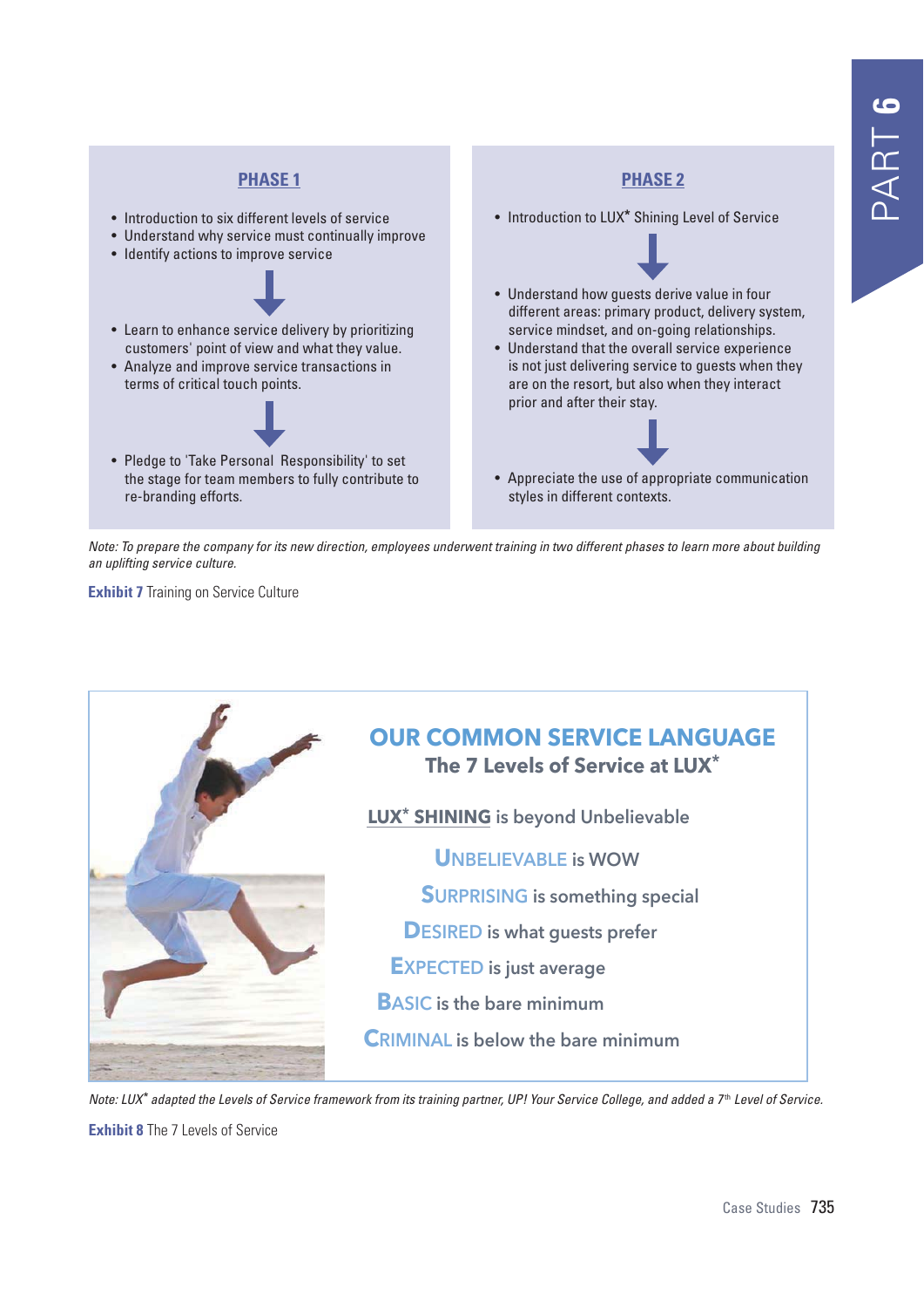**PHASE 1**

- Introduction to six different levels of service
- Understand why service must continually improve
- Identify actions to improve service

↓

- Learn to enhance service delivery by prioritizing customers' point of view and what they value.
- Analyze and improve service transactions in terms of critical touch points.

↓

- Pledge to 'Take Personal Responsibility' to set the stage for team members to fully contribute to re-branding efforts.

**PHASE 2**

- Introduction to LUX* Shining Level of Service

↓

- Understand how guests derive value in four different areas: primary product, delivery system, service mindset, and on-going relationships.
- Understand that the overall service experience is not just delivering service to guests when they are on the resort, but also when they interact prior and after their stay.

↓

- Appreciate the use of appropriate communication styles in different contexts.

*Note: To prepare the company for its new direction, employees underwent training in two different phases to learn more about building an uplifting service culture.*

**Exhibit 7** Training on Service Culture

## OUR COMMON SERVICE LANGUAGE

### The 7 Levels of Service at LUX*

**LUX* SHINING** is beyond Unbelievable

**UNBELIEVABLE** is WOW

**SURPRISING** is something special

**DESIRED** is what guests prefer

**EXPECTED** is just average

**BASIC** is the bare minimum

**CRIMINAL** is below the bare minimum

*Note: LUX* adapted the Levels of Service framework from its training partner, UP! Your Service College, and added a 7th Level of Service.*

**Exhibit 8** The 7 Levels of Service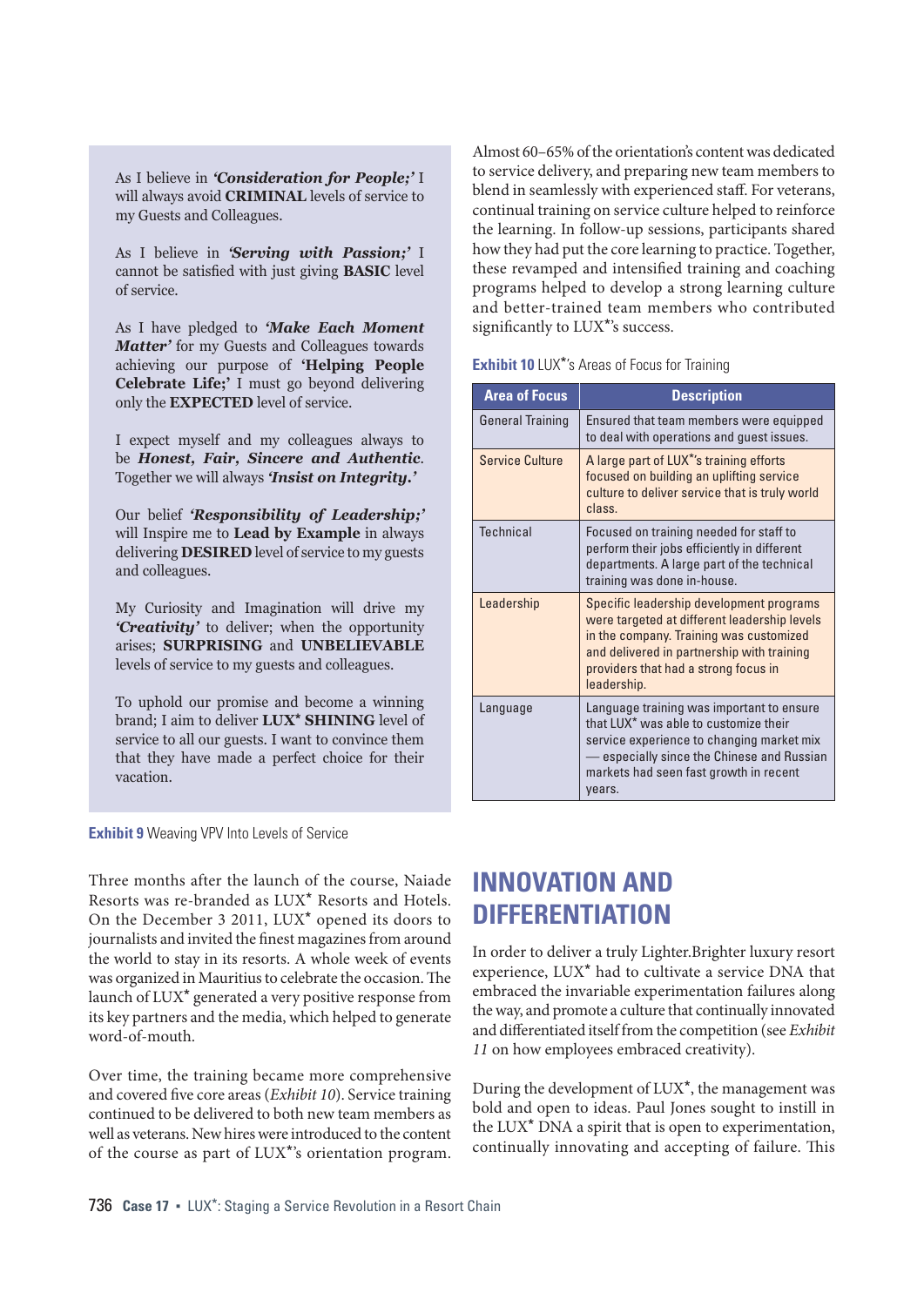As I believe in ***'Consideration for People;'*** I will always avoid **CRIMINAL** levels of service to my Guests and Colleagues.

As I believe in ***'Serving with Passion;'*** I cannot be satisfied with just giving **BASIC** level of service.

As I have pledged to ***'Make Each Moment Matter'*** for my Guests and Colleagues towards achieving our purpose of **'Helping People Celebrate Life;'** I must go beyond delivering only the **EXPECTED** level of service.

I expect myself and my colleagues always to be ***Honest, Fair, Sincere and Authentic***. Together we will always ***'Insist on Integrity.'***

Our belief ***'Responsibility of Leadership;'*** will Inspire me to **Lead by Example** in always delivering **DESIRED** level of service to my guests and colleagues.

My Curiosity and Imagination will drive my ***'Creativity'*** to deliver; when the opportunity arises; **SURPRISING** and **UNBELIEVABLE** levels of service to my guests and colleagues.

To uphold our promise and become a winning brand; I aim to deliver **LUX\* SHINING** level of service to all our guests. I want to convince them that they have made a perfect choice for their vacation.

**Exhibit 9** Weaving VPV Into Levels of Service

Three months after the launch of the course, Naiade Resorts was re-branded as LUX* Resorts and Hotels. On the December 3 2011, LUX* opened its doors to journalists and invited the finest magazines from around the world to stay in its resorts. A whole week of events was organized in Mauritius to celebrate the occasion. The launch of LUX* generated a very positive response from its key partners and the media, which helped to generate word-of-mouth.

Over time, the training became more comprehensive and covered five core areas (*Exhibit 10*). Service training continued to be delivered to both new team members as well as veterans. New hires were introduced to the content of the course as part of LUX*'s orientation program. Almost 60–65% of the orientation's content was dedicated to service delivery, and preparing new team members to blend in seamlessly with experienced staff. For veterans, continual training on service culture helped to reinforce the learning. In follow-up sessions, participants shared how they had put the core learning to practice. Together, these revamped and intensified training and coaching programs helped to develop a strong learning culture and better-trained team members who contributed significantly to LUX*'s success.

**Exhibit 10** LUX*'s Areas of Focus for Training

| Area of Focus | Description |
|---|---|
| General Training | Ensured that team members were equipped to deal with operations and guest issues. |
| Service Culture | A large part of LUX*'s training efforts focused on building an uplifting service culture to deliver service that is truly world class. |
| Technical | Focused on training needed for staff to perform their jobs efficiently in different departments. A large part of the technical training was done in-house. |
| Leadership | Specific leadership development programs were targeted at different leadership levels in the company. Training was customized and delivered in partnership with training providers that had a strong focus in leadership. |
| Language | Language training was important to ensure that LUX* was able to customize their service experience to changing market mix — especially since the Chinese and Russian markets had seen fast growth in recent years. |

## INNOVATION AND DIFFERENTIATION

In order to deliver a truly Lighter.Brighter luxury resort experience, LUX* had to cultivate a service DNA that embraced the invariable experimentation failures along the way, and promote a culture that continually innovated and differentiated itself from the competition (see *Exhibit 11* on how employees embraced creativity).

During the development of LUX*, the management was bold and open to ideas. Paul Jones sought to instill in the LUX* DNA a spirit that is open to experimentation, continually innovating and accepting of failure. This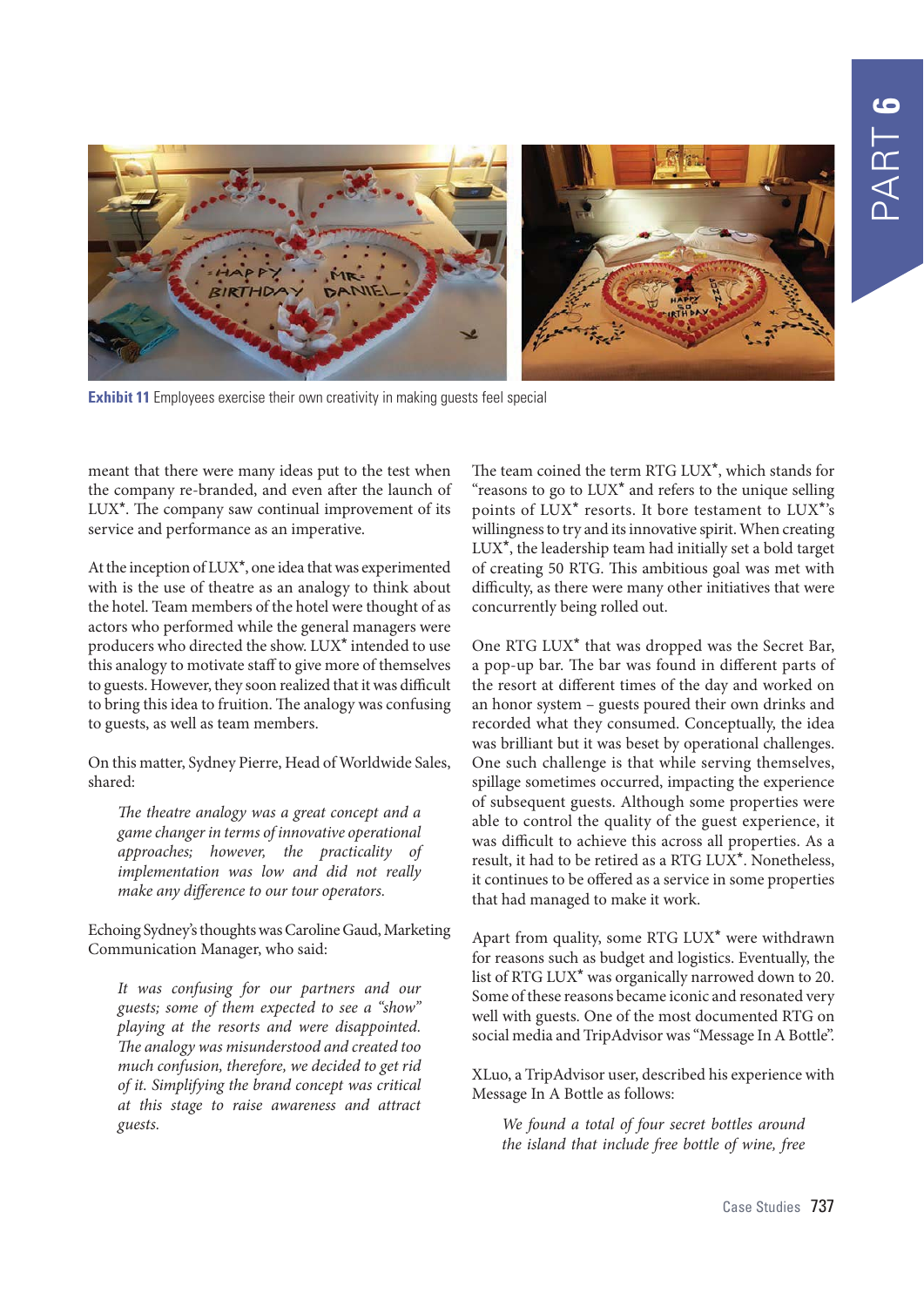**Exhibit 11** Employees exercise their own creativity in making guests feel special

meant that there were many ideas put to the test when the company re-branded, and even after the launch of LUX*. The company saw continual improvement of its service and performance as an imperative.

At the inception of LUX*, one idea that was experimented with is the use of theatre as an analogy to think about the hotel. Team members of the hotel were thought of as actors who performed while the general managers were producers who directed the show. LUX* intended to use this analogy to motivate staff to give more of themselves to guests. However, they soon realized that it was difficult to bring this idea to fruition. The analogy was confusing to guests, as well as team members.

On this matter, Sydney Pierre, Head of Worldwide Sales, shared:

> *The theatre analogy was a great concept and a game changer in terms of innovative operational approaches; however, the practicality of implementation was low and did not really make any difference to our tour operators.*

Echoing Sydney's thoughts was Caroline Gaud, Marketing Communication Manager, who said:

> *It was confusing for our partners and our guests; some of them expected to see a "show" playing at the resorts and were disappointed. The analogy was misunderstood and created too much confusion, therefore, we decided to get rid of it. Simplifying the brand concept was critical at this stage to raise awareness and attract guests.*

The team coined the term RTG LUX*, which stands for "reasons to go to LUX* and refers to the unique selling points of LUX* resorts. It bore testament to LUX*'s willingness to try and its innovative spirit. When creating LUX*, the leadership team had initially set a bold target of creating 50 RTG. This ambitious goal was met with difficulty, as there were many other initiatives that were concurrently being rolled out.

One RTG LUX* that was dropped was the Secret Bar, a pop-up bar. The bar was found in different parts of the resort at different times of the day and worked on an honor system – guests poured their own drinks and recorded what they consumed. Conceptually, the idea was brilliant but it was beset by operational challenges. One such challenge is that while serving themselves, spillage sometimes occurred, impacting the experience of subsequent guests. Although some properties were able to control the quality of the guest experience, it was difficult to achieve this across all properties. As a result, it had to be retired as a RTG LUX*. Nonetheless, it continues to be offered as a service in some properties that had managed to make it work.

Apart from quality, some RTG LUX* were withdrawn for reasons such as budget and logistics. Eventually, the list of RTG LUX* was organically narrowed down to 20. Some of these reasons became iconic and resonated very well with guests. One of the most documented RTG on social media and TripAdvisor was "Message In A Bottle".

XLuo, a TripAdvisor user, described his experience with Message In A Bottle as follows:

> *We found a total of four secret bottles around the island that include free bottle of wine, free*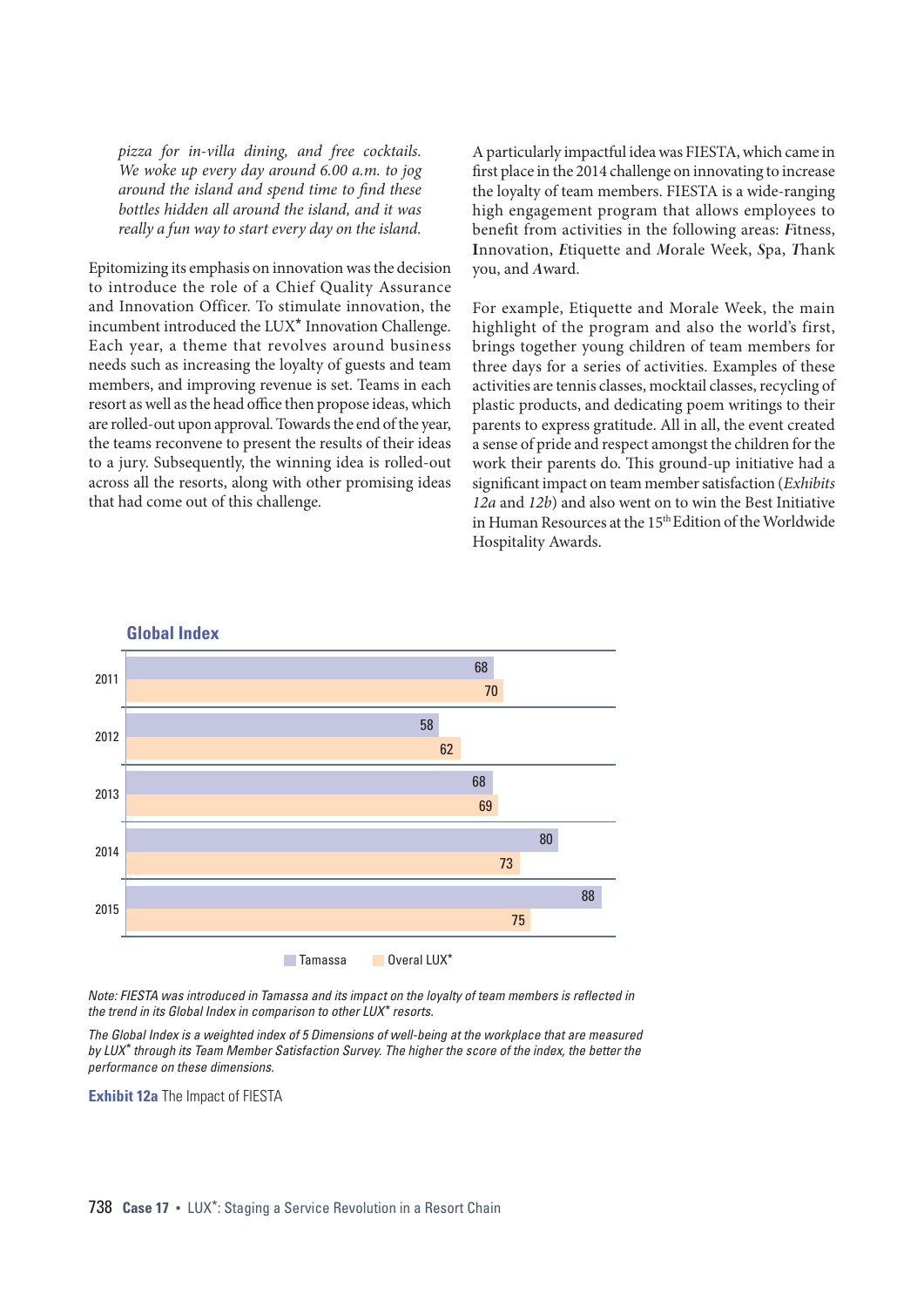*pizza for in-villa dining, and free cocktails. We woke up every day around 6.00 a.m. to jog around the island and spend time to find these bottles hidden all around the island, and it was really a fun way to start every day on the island.*

Epitomizing its emphasis on innovation was the decision to introduce the role of a Chief Quality Assurance and Innovation Officer. To stimulate innovation, the incumbent introduced the LUX* Innovation Challenge. Each year, a theme that revolves around business needs such as increasing the loyalty of guests and team members, and improving revenue is set. Teams in each resort as well as the head office then propose ideas, which are rolled-out upon approval. Towards the end of the year, the teams reconvene to present the results of their ideas to a jury. Subsequently, the winning idea is rolled-out across all the resorts, along with other promising ideas that had come out of this challenge.

A particularly impactful idea was FIESTA, which came in first place in the 2014 challenge on innovating to increase the loyalty of team members. FIESTA is a wide-ranging high engagement program that allows employees to benefit from activities in the following areas: ***F***itness, ***I***nnovation, ***E***tiquette and ***M***orale Week, ***S***pa, ***T***hank you, and ***A***ward.

For example, Etiquette and Morale Week, the main highlight of the program and also the world's first, brings together young children of team members for three days for a series of activities. Examples of these activities are tennis classes, mocktail classes, recycling of plastic products, and dedicating poem writings to their parents to express gratitude. All in all, the event created a sense of pride and respect amongst the children for the work their parents do. This ground-up initiative had a significant impact on team member satisfaction (*Exhibits 12a* and *12b*) and also went on to win the Best Initiative in Human Resources at the 15th Edition of the Worldwide Hospitality Awards.

**Global Index**

| Year | Tamassa | Overal LUX* |
|---|---|---|
| 2011 | 68 | 70 |
| 2012 | 58 | 62 |
| 2013 | 68 | 69 |
| 2014 | 80 | 73 |
| 2015 | 88 | 75 |

*Note: FIESTA was introduced in Tamassa and its impact on the loyalty of team members is reflected in the trend in its Global Index in comparison to other LUX* resorts.*

*The Global Index is a weighted index of 5 Dimensions of well-being at the workplace that are measured by LUX* through its Team Member Satisfaction Survey. The higher the score of the index, the better the performance on these dimensions.*

**Exhibit 12a** The Impact of FIESTA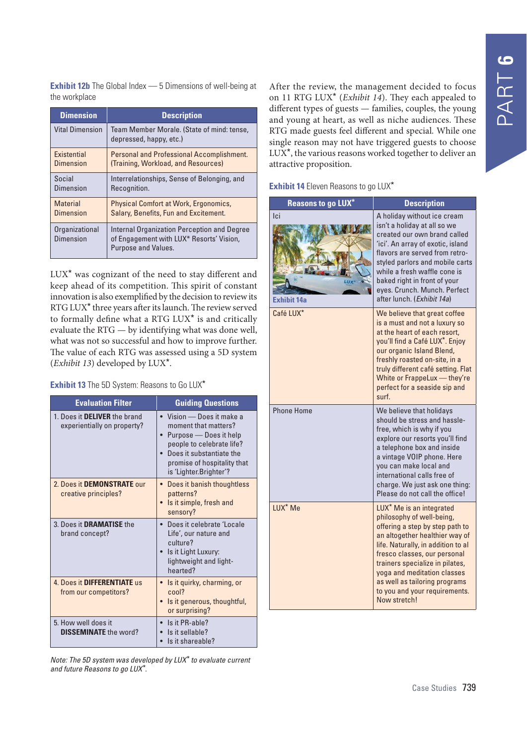**Exhibit 12b** The Global Index — 5 Dimensions of well-being at the workplace

| Dimension | Description |
|---|---|
| Vital Dimension | Team Member Morale. (State of mind: tense, depressed, happy, etc.) |
| Existential Dimension | Personal and Professional Accomplishment. (Training, Workload, and Resources) |
| Social Dimension | Interrelationships, Sense of Belonging, and Recognition. |
| Material Dimension | Physical Comfort at Work, Ergonomics, Salary, Benefits, Fun and Excitement. |
| Organizational Dimension | Internal Organization Perception and Degree of Engagement with LUX* Resorts' Vision, Purpose and Values. |

LUX* was cognizant of the need to stay different and keep ahead of its competition. This spirit of constant innovation is also exemplified by the decision to review its RTG LUX* three years after its launch. The review served to formally define what a RTG LUX* is and critically evaluate the RTG — by identifying what was done well, what was not so successful and how to improve further. The value of each RTG was assessed using a 5D system (*Exhibit 13*) developed by LUX*.

**Exhibit 13** The 5D System: Reasons to Go LUX*

| Evaluation Filter | Guiding Questions |
|---|---|
| 1. Does it **DELIVER** the brand experientially on property? | • Vision — Does it make a moment that matters? • Purpose — Does it help people to celebrate life? • Does it substantiate the promise of hospitality that is 'Lighter.Brighter'? |
| 2. Does it **DEMONSTRATE** our creative principles? | • Does it banish thoughtless patterns? • Is it simple, fresh and sensory? |
| 3. Does it **DRAMATISE** the brand concept? | • Does it celebrate 'Locale Life', our nature and culture? • Is it Light Luxury: lightweight and light-hearted? |
| 4. Does it **DIFFERENTIATE** us from our competitors? | • Is it quirky, charming, or cool? • Is it generous, thoughtful, or surprising? |
| 5. How well does it **DISSEMINATE** the word? | • Is it PR-able? • Is it sellable? • Is it shareable? |

*Note: The 5D system was developed by LUX* to evaluate current and future Reasons to go LUX*.*

After the review, the management decided to focus on 11 RTG LUX* (*Exhibit 14*). They each appealed to different types of guests — families, couples, the young and young at heart, as well as niche audiences. These RTG made guests feel different and special. While one single reason may not have triggered guests to choose LUX*, the various reasons worked together to deliver an attractive proposition.

**Exhibit 14** Eleven Reasons to go LUX*

| Reasons to go LUX* | Description |
|---|---|
| Ici (Exhibit 14a) | A holiday without ice cream isn't a holiday at all so we created our own brand called 'ici'. An array of exotic, island flavors are served from retro-styled parlors and mobile carts while a fresh waffle cone is baked right in front of your eyes. Crunch. Munch. Perfect after lunch. (*Exhibit 14a*) |
| Café LUX* | We believe that great coffee is a must and not a luxury so at the heart of each resort, you'll find a Café LUX*. Enjoy our organic Island Blend, freshly roasted on-site, in a truly different café setting. Flat White or FrappeLux — they're perfect for a seaside sip and surf. |
| Phone Home | We believe that holidays should be stress and hassle-free, which is why if you explore our resorts you'll find a telephone box and inside a vintage VOIP phone. Here you can make local and international calls free of charge. We just ask one thing: Please do not call the office! |
| LUX* Me | LUX* Me is an integrated philosophy of well-being, offering a step by step path to an altogether healthier way of life. Naturally, in addition to al fresco classes, our personal trainers specialize in pilates, yoga and meditation classes as well as tailoring programs to you and your requirements. Now stretch! |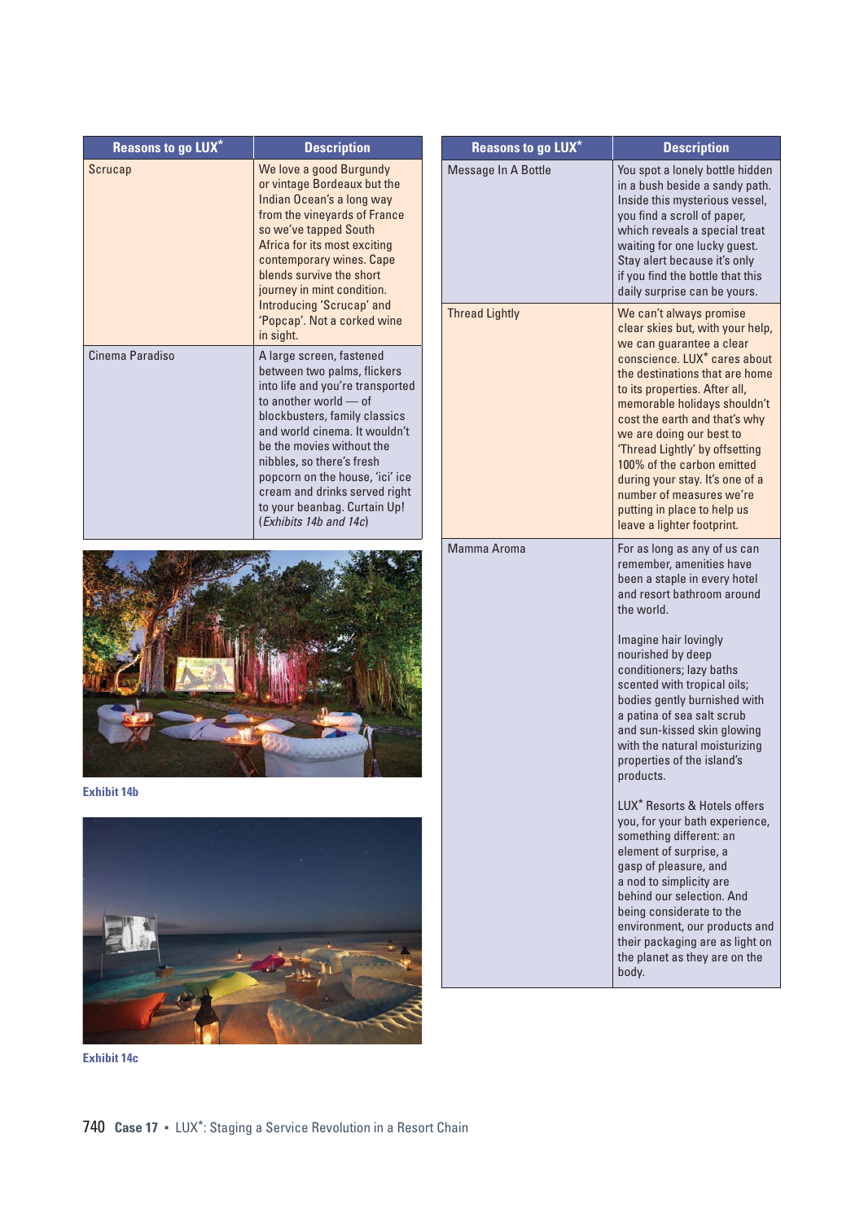| Reasons to go LUX* | Description |
|---|---|
| Scrucap | We love a good Burgundy or vintage Bordeaux but the Indian Ocean's a long way from the vineyards of France so we've tapped South Africa for its most exciting contemporary wines. Cape blends survive the short journey in mint condition. Introducing 'Scrucap' and 'Popcap'. Not a corked wine in sight. |
| Cinema Paradiso | A large screen, fastened between two palms, flickers into life and you're transported to another world — of blockbusters, family classics and world cinema. It wouldn't be the movies without the nibbles, so there's fresh popcorn on the house, 'ici' ice cream and drinks served right to your beanbag. Curtain Up! (*Exhibits 14b and 14c*) |

Exhibit 14b

Exhibit 14c

| Reasons to go LUX* | Description |
|---|---|
| Message In A Bottle | You spot a lonely bottle hidden in a bush beside a sandy path. Inside this mysterious vessel, you find a scroll of paper, which reveals a special treat waiting for one lucky guest. Stay alert because it's only if you find the bottle that this daily surprise can be yours. |
| Thread Lightly | We can't always promise clear skies but, with your help, we can guarantee a clear conscience. LUX* cares about the destinations that are home to its properties. After all, memorable holidays shouldn't cost the earth and that's why we are doing our best to 'Thread Lightly' by offsetting 100% of the carbon emitted during your stay. It's one of a number of measures we're putting in place to help us leave a lighter footprint. |
| Mamma Aroma | For as long as any of us can remember, amenities have been a staple in every hotel and resort bathroom around the world.<br><br>Imagine hair lovingly nourished by deep conditioners; lazy baths scented with tropical oils; bodies gently burnished with a patina of sea salt scrub and sun-kissed skin glowing with the natural moisturizing properties of the island's products.<br><br>LUX* Resorts & Hotels offers you, for your bath experience, something different: an element of surprise, a gasp of pleasure, and a nod to simplicity are behind our selection. And being considerate to the environment, our products and their packaging are as light on the planet as they are on the body. |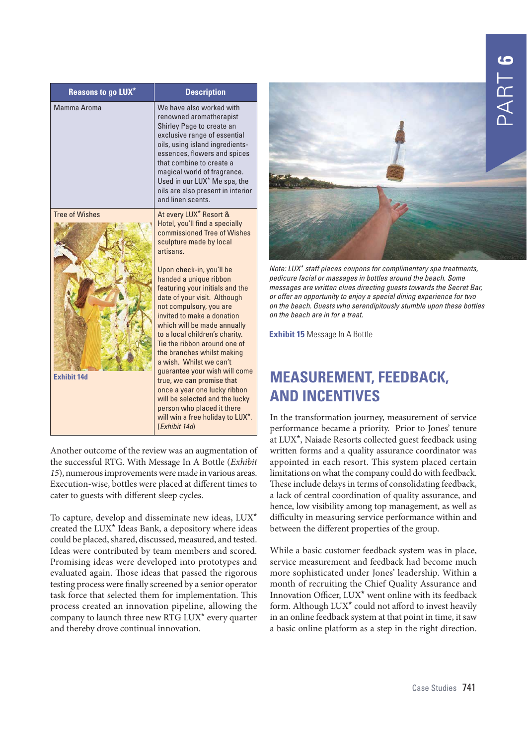| Reasons to go LUX* | Description |
|---|---|
| Mamma Aroma | We have also worked with renowned aromatherapist Shirley Page to create an exclusive range of essential oils, using island ingredients-essences, flowers and spices that combine to create a magical world of fragrance. Used in our LUX* Me spa, the oils are also present in interior and linen scents. |
| Tree of Wishes<br><br>Exhibit 14d | At every LUX* Resort & Hotel, you'll find a specially commissioned Tree of Wishes sculpture made by local artisans.<br><br>Upon check-in, you'll be handed a unique ribbon featuring your initials and the date of your visit. Although not compulsory, you are invited to make a donation which will be made annually to a local children's charity. Tie the ribbon around one of the branches whilst making a wish. Whilst we can't guarantee your wish will come true, we can promise that once a year one lucky ribbon will be selected and the lucky person who placed it there will win a free holiday to LUX*. (*Exhibit 14d*) |

Another outcome of the review was an augmentation of the successful RTG. With Message In A Bottle (*Exhibit 15*), numerous improvements were made in various areas. Execution-wise, bottles were placed at different times to cater to guests with different sleep cycles.

To capture, develop and disseminate new ideas, LUX* created the LUX* Ideas Bank, a depository where ideas could be placed, shared, discussed, measured, and tested. Ideas were contributed by team members and scored. Promising ideas were developed into prototypes and evaluated again. Those ideas that passed the rigorous testing process were finally screened by a senior operator task force that selected them for implementation. This process created an innovation pipeline, allowing the company to launch three new RTG LUX* every quarter and thereby drove continual innovation.

*Note: LUX* staff places coupons for complimentary spa treatments, pedicure facial or massages in bottles around the beach. Some messages are written clues directing guests towards the Secret Bar, or offer an opportunity to enjoy a special dining experience for two on the beach. Guests who serendipitously stumble upon these bottles on the beach are in for a treat.*

**Exhibit 15** Message In A Bottle

## MEASUREMENT, FEEDBACK, AND INCENTIVES

In the transformation journey, measurement of service performance became a priority. Prior to Jones' tenure at LUX*, Naiade Resorts collected guest feedback using written forms and a quality assurance coordinator was appointed in each resort. This system placed certain limitations on what the company could do with feedback. These include delays in terms of consolidating feedback, a lack of central coordination of quality assurance, and hence, low visibility among top management, as well as difficulty in measuring service performance within and between the different properties of the group.

While a basic customer feedback system was in place, service measurement and feedback had become much more sophisticated under Jones' leadership. Within a month of recruiting the Chief Quality Assurance and Innovation Officer, LUX* went online with its feedback form. Although LUX* could not afford to invest heavily in an online feedback system at that point in time, it saw a basic online platform as a step in the right direction.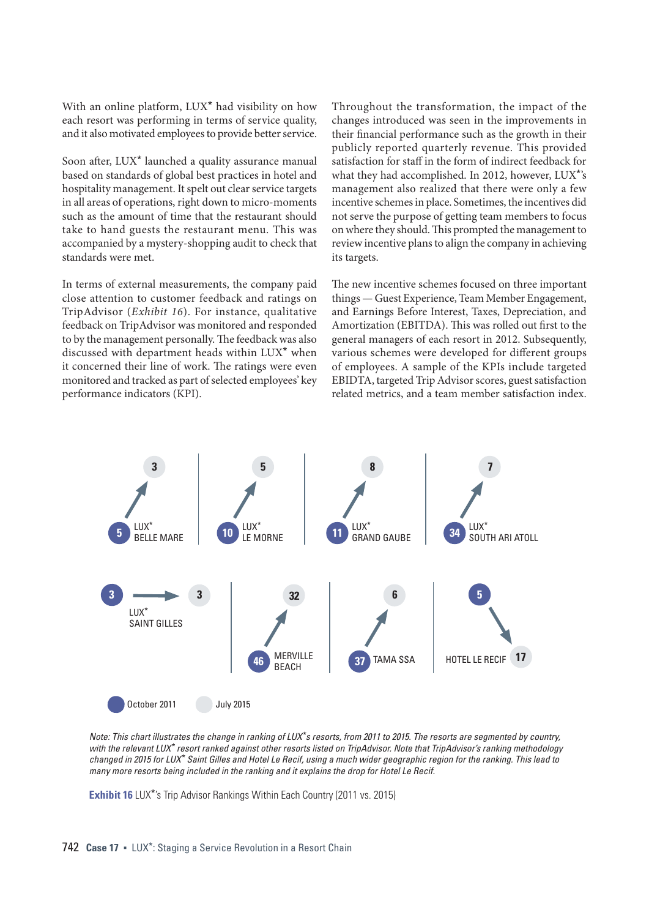With an online platform, LUX* had visibility on how each resort was performing in terms of service quality, and it also motivated employees to provide better service.

Soon after, LUX* launched a quality assurance manual based on standards of global best practices in hotel and hospitality management. It spelt out clear service targets in all areas of operations, right down to micro-moments such as the amount of time that the restaurant should take to hand guests the restaurant menu. This was accompanied by a mystery-shopping audit to check that standards were met.

In terms of external measurements, the company paid close attention to customer feedback and ratings on TripAdvisor (*Exhibit 16*). For instance, qualitative feedback on TripAdvisor was monitored and responded to by the management personally. The feedback was also discussed with department heads within LUX* when it concerned their line of work. The ratings were even monitored and tracked as part of selected employees' key performance indicators (KPI).

Throughout the transformation, the impact of the changes introduced was seen in the improvements in their financial performance such as the growth in their publicly reported quarterly revenue. This provided satisfaction for staff in the form of indirect feedback for what they had accomplished. In 2012, however, LUX*'s management also realized that there were only a few incentive schemes in place. Sometimes, the incentives did not serve the purpose of getting team members to focus on where they should. This prompted the management to review incentive plans to align the company in achieving its targets.

The new incentive schemes focused on three important things — Guest Experience, Team Member Engagement, and Earnings Before Interest, Taxes, Depreciation, and Amortization (EBITDA). This was rolled out first to the general managers of each resort in 2012. Subsequently, various schemes were developed for different groups of employees. A sample of the KPIs include targeted EBIDTA, targeted Trip Advisor scores, guest satisfaction related metrics, and a team member satisfaction index.

| Resort | October 2011 | July 2015 |
|---|---|---|
| LUX* Belle Mare | 5 | 3 |
| LUX* Le Morne | 10 | 5 |
| LUX* Grand Gaube | 11 | 8 |
| LUX* South Ari Atoll | 34 | 7 |
| LUX* Saint Gilles | 3 | 3 |
| Merville Beach | 46 | 32 |
| Tama Ssa | 37 | 6 |
| Hotel Le Recif | 5 | 17 |

*Note: This chart illustrates the change in ranking of LUX*'s resorts, from 2011 to 2015. The resorts are segmented by country, with the relevant LUX* resort ranked against other resorts listed on TripAdvisor. Note that TripAdvisor's ranking methodology changed in 2015 for LUX* Saint Gilles and Hotel Le Recif, using a much wider geographic region for the ranking. This lead to many more resorts being included in the ranking and it explains the drop for Hotel Le Recif.*

**Exhibit 16** LUX*'s Trip Advisor Rankings Within Each Country (2011 vs. 2015)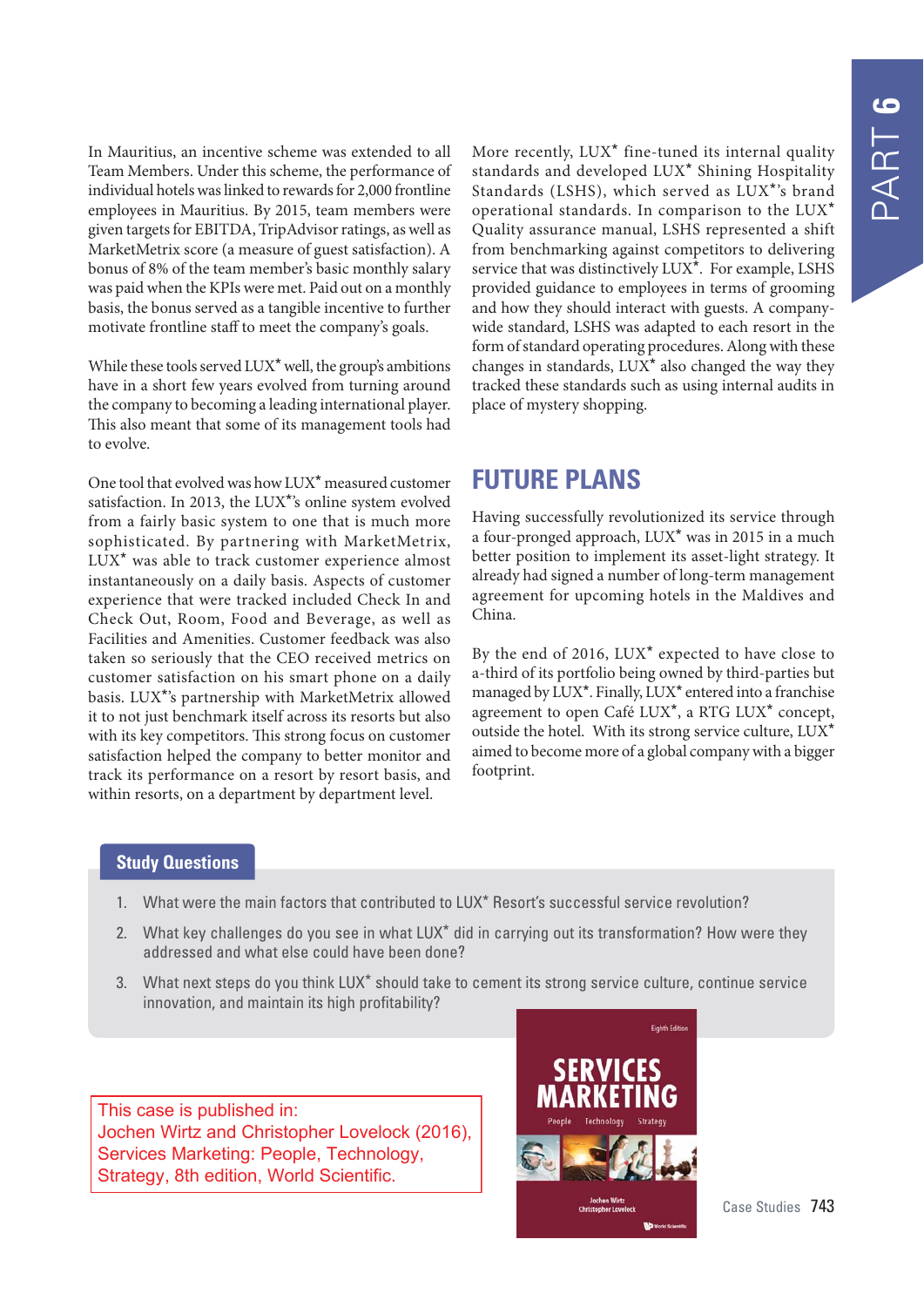In Mauritius, an incentive scheme was extended to all Team Members. Under this scheme, the performance of individual hotels was linked to rewards for 2,000 frontline employees in Mauritius. By 2015, team members were given targets for EBITDA, TripAdvisor ratings, as well as MarketMetrix score (a measure of guest satisfaction). A bonus of 8% of the team member's basic monthly salary was paid when the KPIs were met. Paid out on a monthly basis, the bonus served as a tangible incentive to further motivate frontline staff to meet the company's goals.

While these tools served LUX* well, the group's ambitions have in a short few years evolved from turning around the company to becoming a leading international player. This also meant that some of its management tools had to evolve.

One tool that evolved was how LUX* measured customer satisfaction. In 2013, the LUX*'s online system evolved from a fairly basic system to one that is much more sophisticated. By partnering with MarketMetrix, LUX* was able to track customer experience almost instantaneously on a daily basis. Aspects of customer experience that were tracked included Check In and Check Out, Room, Food and Beverage, as well as Facilities and Amenities. Customer feedback was also taken so seriously that the CEO received metrics on customer satisfaction on his smart phone on a daily basis. LUX*'s partnership with MarketMetrix allowed it to not just benchmark itself across its resorts but also with its key competitors. This strong focus on customer satisfaction helped the company to better monitor and track its performance on a resort by resort basis, and within resorts, on a department by department level.

More recently, LUX* fine-tuned its internal quality standards and developed LUX* Shining Hospitality Standards (LSHS), which served as LUX*'s brand operational standards. In comparison to the LUX* Quality assurance manual, LSHS represented a shift from benchmarking against competitors to delivering service that was distinctively LUX*. For example, LSHS provided guidance to employees in terms of grooming and how they should interact with guests. A company-wide standard, LSHS was adapted to each resort in the form of standard operating procedures. Along with these changes in standards, LUX* also changed the way they tracked these standards such as using internal audits in place of mystery shopping.

## FUTURE PLANS

Having successfully revolutionized its service through a four-pronged approach, LUX* was in 2015 in a much better position to implement its asset-light strategy. It already had signed a number of long-term management agreement for upcoming hotels in the Maldives and China.

By the end of 2016, LUX* expected to have close to a-third of its portfolio being owned by third-parties but managed by LUX*. Finally, LUX* entered into a franchise agreement to open Café LUX*, a RTG LUX* concept, outside the hotel. With its strong service culture, LUX* aimed to become more of a global company with a bigger footprint.

### Study Questions

1. What were the main factors that contributed to LUX* Resort's successful service revolution?
2. What key challenges do you see in what LUX* did in carrying out its transformation? How were they addressed and what else could have been done?
3. What next steps do you think LUX* should take to cement its strong service culture, continue service innovation, and maintain its high profitability?

This case is published in:
Jochen Wirtz and Christopher Lovelock (2016), Services Marketing: People, Technology, Strategy, 8th edition, World Scientific.